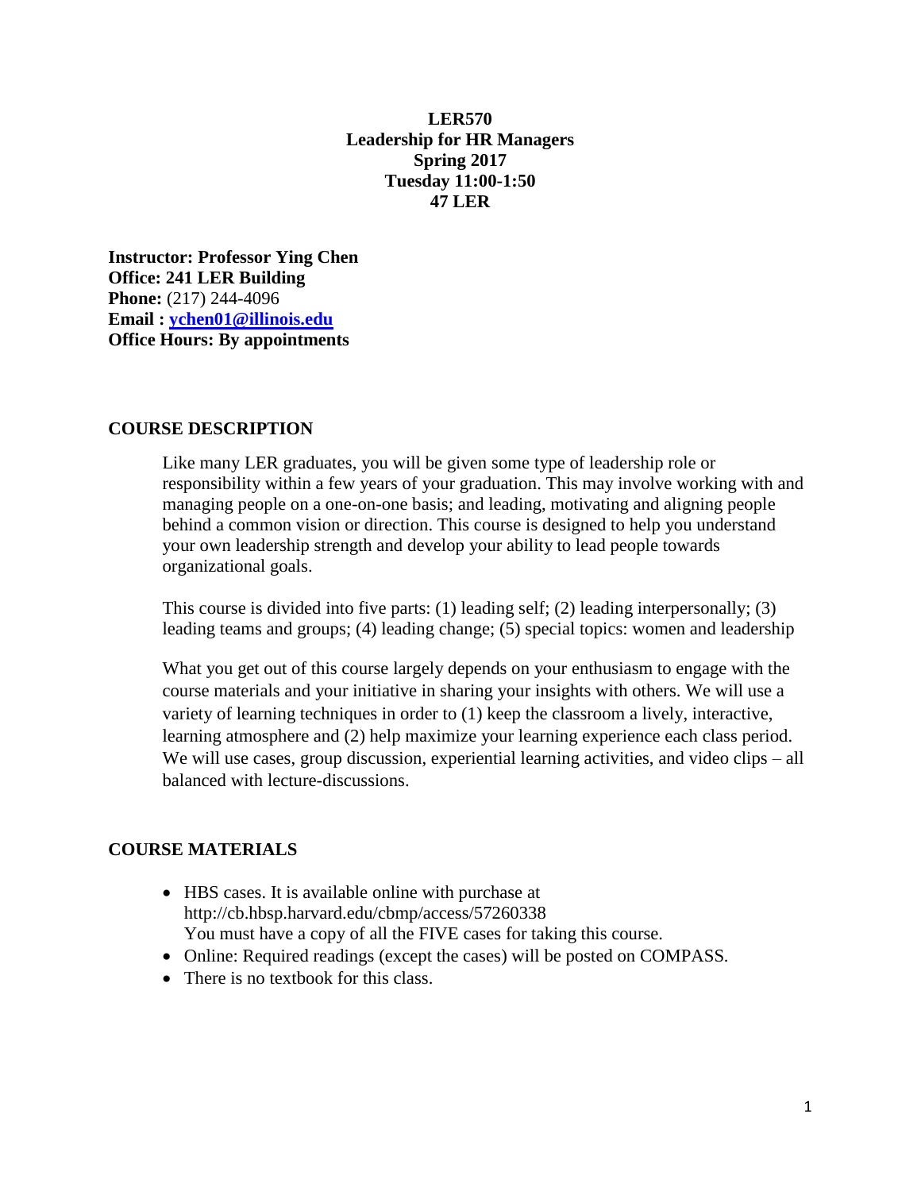**LER570**
**Leadership for HR Managers**
**Spring 2017**
**Tuesday 11:00-1:50**
**47 LER**

**Instructor: Professor Ying Chen**
**Office: 241 LER Building**
**Phone:** (217) 244-4096
**Email : [ychen01@illinois.edu](mailto:ychen01@illinois.edu)**
**Office Hours: By appointments**

## COURSE DESCRIPTION

Like many LER graduates, you will be given some type of leadership role or responsibility within a few years of your graduation. This may involve working with and managing people on a one-on-one basis; and leading, motivating and aligning people behind a common vision or direction. This course is designed to help you understand your own leadership strength and develop your ability to lead people towards organizational goals.

This course is divided into five parts: (1) leading self; (2) leading interpersonally; (3) leading teams and groups; (4) leading change; (5) special topics: women and leadership

What you get out of this course largely depends on your enthusiasm to engage with the course materials and your initiative in sharing your insights with others. We will use a variety of learning techniques in order to (1) keep the classroom a lively, interactive, learning atmosphere and (2) help maximize your learning experience each class period. We will use cases, group discussion, experiential learning activities, and video clips – all balanced with lecture-discussions.

## COURSE MATERIALS

- HBS cases. It is available online with purchase at http://cb.hbsp.harvard.edu/cbmp/access/57260338
  You must have a copy of all the FIVE cases for taking this course.
- Online: Required readings (except the cases) will be posted on COMPASS.
- There is no textbook for this class.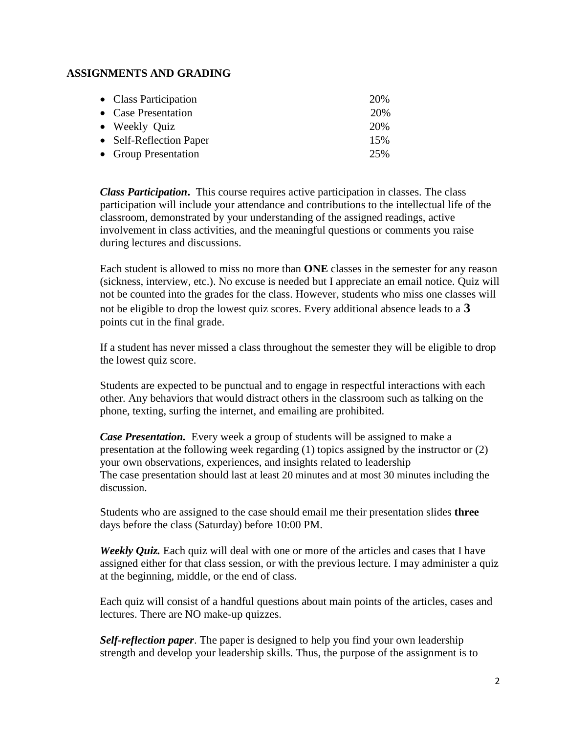## ASSIGNMENTS AND GRADING

| | |
|---|---|
| • Class Participation | 20% |
| • Case Presentation | 20% |
| • Weekly Quiz | 20% |
| • Self-Reflection Paper | 15% |
| • Group Presentation | 25% |

***Class Participation*.** This course requires active participation in classes. The class participation will include your attendance and contributions to the intellectual life of the classroom, demonstrated by your understanding of the assigned readings, active involvement in class activities, and the meaningful questions or comments you raise during lectures and discussions.

Each student is allowed to miss no more than **ONE** classes in the semester for any reason (sickness, interview, etc.). No excuse is needed but I appreciate an email notice. Quiz will not be counted into the grades for the class. However, students who miss one classes will not be eligible to drop the lowest quiz scores. Every additional absence leads to a **3** points cut in the final grade.

If a student has never missed a class throughout the semester they will be eligible to drop the lowest quiz score.

Students are expected to be punctual and to engage in respectful interactions with each other. Any behaviors that would distract others in the classroom such as talking on the phone, texting, surfing the internet, and emailing are prohibited.

***Case Presentation.*** Every week a group of students will be assigned to make a presentation at the following week regarding (1) topics assigned by the instructor or (2) your own observations, experiences, and insights related to leadership
The case presentation should last at least 20 minutes and at most 30 minutes including the discussion.

Students who are assigned to the case should email me their presentation slides **three** days before the class (Saturday) before 10:00 PM.

***Weekly Quiz.*** Each quiz will deal with one or more of the articles and cases that I have assigned either for that class session, or with the previous lecture. I may administer a quiz at the beginning, middle, or the end of class.

Each quiz will consist of a handful questions about main points of the articles, cases and lectures. There are NO make-up quizzes.

***Self-reflection paper*.** The paper is designed to help you find your own leadership strength and develop your leadership skills. Thus, the purpose of the assignment is to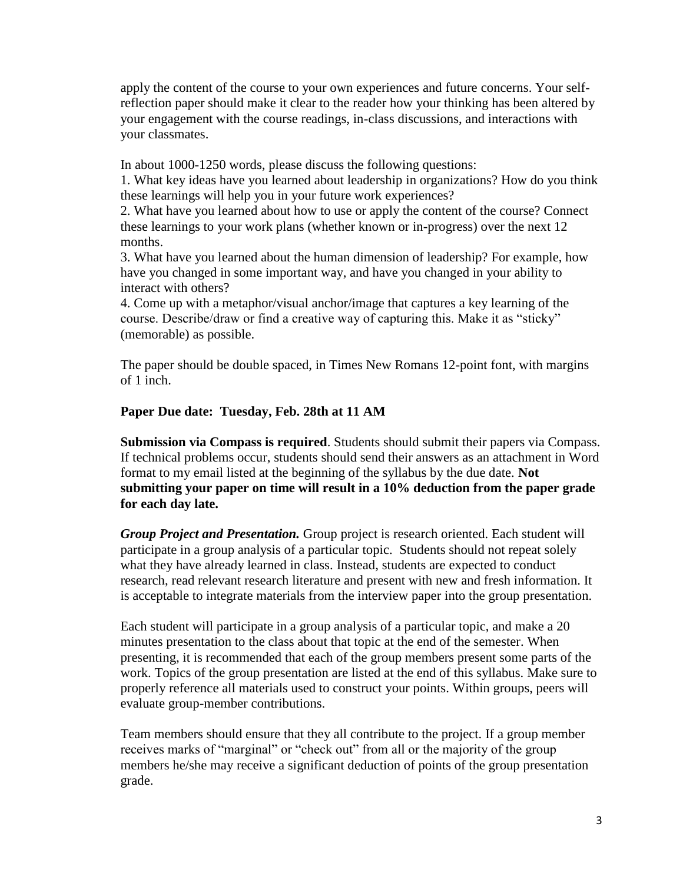apply the content of the course to your own experiences and future concerns. Your self-reflection paper should make it clear to the reader how your thinking has been altered by your engagement with the course readings, in-class discussions, and interactions with your classmates.

In about 1000-1250 words, please discuss the following questions:

1. What key ideas have you learned about leadership in organizations? How do you think these learnings will help you in your future work experiences?
2. What have you learned about how to use or apply the content of the course? Connect these learnings to your work plans (whether known or in-progress) over the next 12 months.
3. What have you learned about the human dimension of leadership? For example, how have you changed in some important way, and have you changed in your ability to interact with others?
4. Come up with a metaphor/visual anchor/image that captures a key learning of the course. Describe/draw or find a creative way of capturing this. Make it as "sticky" (memorable) as possible.

The paper should be double spaced, in Times New Romans 12-point font, with margins of 1 inch.

**Paper Due date: Tuesday, Feb. 28th at 11 AM**

**Submission via Compass is required**. Students should submit their papers via Compass. If technical problems occur, students should send their answers as an attachment in Word format to my email listed at the beginning of the syllabus by the due date. **Not submitting your paper on time will result in a 10% deduction from the paper grade for each day late.**

***Group Project and Presentation.*** Group project is research oriented. Each student will participate in a group analysis of a particular topic. Students should not repeat solely what they have already learned in class. Instead, students are expected to conduct research, read relevant research literature and present with new and fresh information. It is acceptable to integrate materials from the interview paper into the group presentation.

Each student will participate in a group analysis of a particular topic, and make a 20 minutes presentation to the class about that topic at the end of the semester. When presenting, it is recommended that each of the group members present some parts of the work. Topics of the group presentation are listed at the end of this syllabus. Make sure to properly reference all materials used to construct your points. Within groups, peers will evaluate group-member contributions.

Team members should ensure that they all contribute to the project. If a group member receives marks of "marginal" or "check out" from all or the majority of the group members he/she may receive a significant deduction of points of the group presentation grade.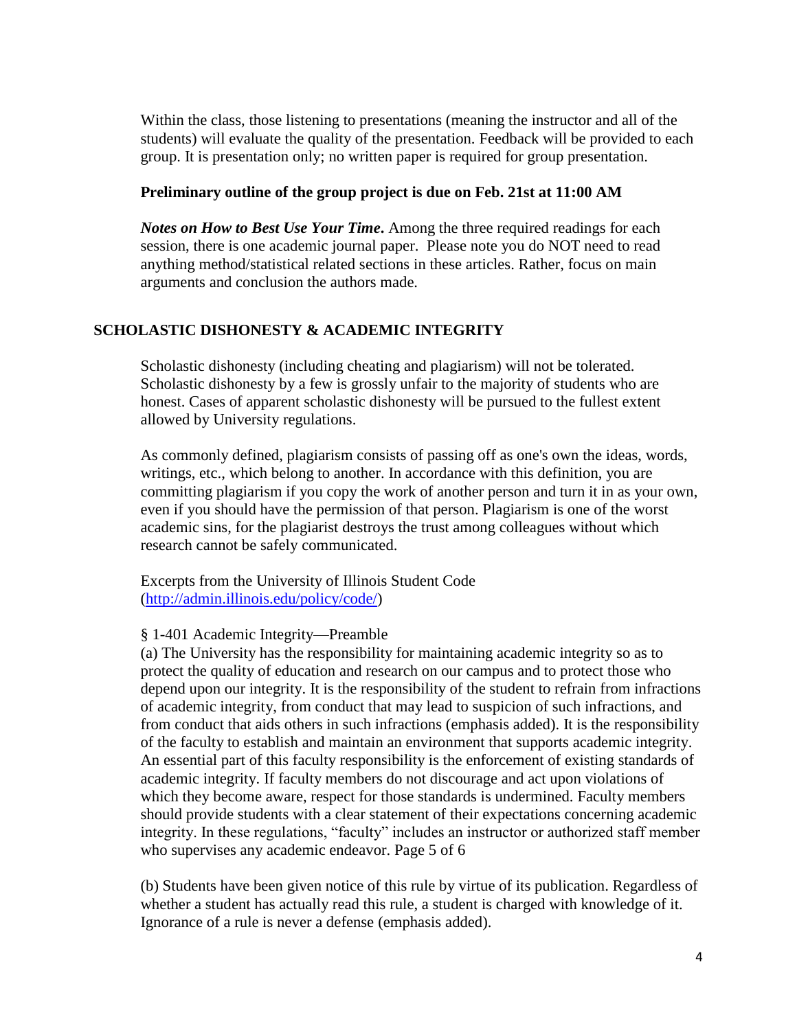Within the class, those listening to presentations (meaning the instructor and all of the students) will evaluate the quality of the presentation. Feedback will be provided to each group. It is presentation only; no written paper is required for group presentation.

**Preliminary outline of the group project is due on Feb. 21st at 11:00 AM**

***Notes on How to Best Use Your Time*.** Among the three required readings for each session, there is one academic journal paper. Please note you do NOT need to read anything method/statistical related sections in these articles. Rather, focus on main arguments and conclusion the authors made.

## SCHOLASTIC DISHONESTY & ACADEMIC INTEGRITY

Scholastic dishonesty (including cheating and plagiarism) will not be tolerated. Scholastic dishonesty by a few is grossly unfair to the majority of students who are honest. Cases of apparent scholastic dishonesty will be pursued to the fullest extent allowed by University regulations.

As commonly defined, plagiarism consists of passing off as one's own the ideas, words, writings, etc., which belong to another. In accordance with this definition, you are committing plagiarism if you copy the work of another person and turn it in as your own, even if you should have the permission of that person. Plagiarism is one of the worst academic sins, for the plagiarist destroys the trust among colleagues without which research cannot be safely communicated.

Excerpts from the University of Illinois Student Code (http://admin.illinois.edu/policy/code/)

§ 1-401 Academic Integrity—Preamble

(a) The University has the responsibility for maintaining academic integrity so as to protect the quality of education and research on our campus and to protect those who depend upon our integrity. It is the responsibility of the student to refrain from infractions of academic integrity, from conduct that may lead to suspicion of such infractions, and from conduct that aids others in such infractions (emphasis added). It is the responsibility of the faculty to establish and maintain an environment that supports academic integrity. An essential part of this faculty responsibility is the enforcement of existing standards of academic integrity. If faculty members do not discourage and act upon violations of which they become aware, respect for those standards is undermined. Faculty members should provide students with a clear statement of their expectations concerning academic integrity. In these regulations, "faculty" includes an instructor or authorized staff member who supervises any academic endeavor. Page 5 of 6

(b) Students have been given notice of this rule by virtue of its publication. Regardless of whether a student has actually read this rule, a student is charged with knowledge of it. Ignorance of a rule is never a defense (emphasis added).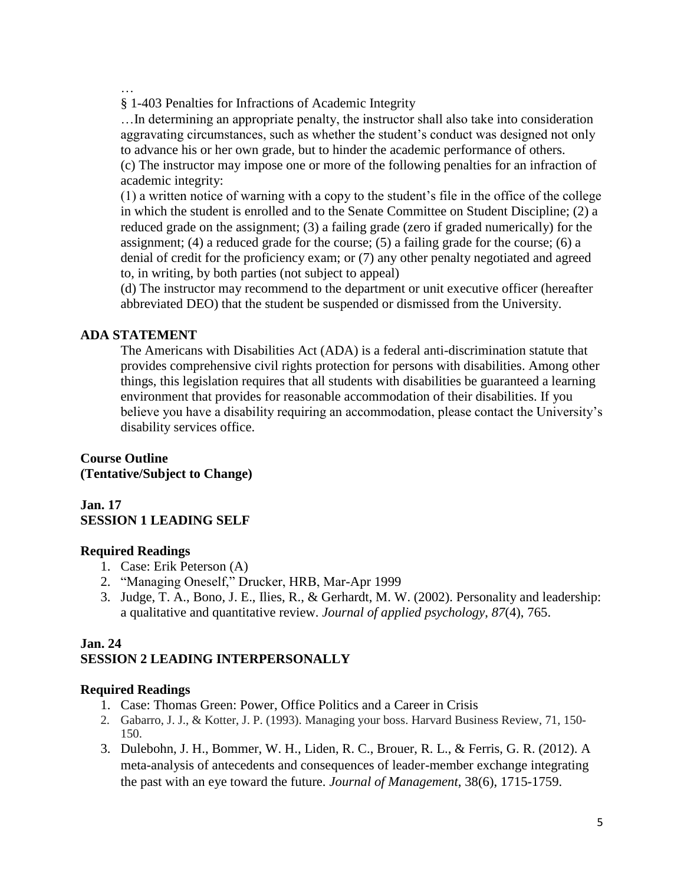…

§ 1-403 Penalties for Infractions of Academic Integrity

…In determining an appropriate penalty, the instructor shall also take into consideration aggravating circumstances, such as whether the student's conduct was designed not only to advance his or her own grade, but to hinder the academic performance of others.

(c) The instructor may impose one or more of the following penalties for an infraction of academic integrity:

(1) a written notice of warning with a copy to the student's file in the office of the college in which the student is enrolled and to the Senate Committee on Student Discipline; (2) a reduced grade on the assignment; (3) a failing grade (zero if graded numerically) for the assignment; (4) a reduced grade for the course; (5) a failing grade for the course; (6) a denial of credit for the proficiency exam; or (7) any other penalty negotiated and agreed to, in writing, by both parties (not subject to appeal)

(d) The instructor may recommend to the department or unit executive officer (hereafter abbreviated DEO) that the student be suspended or dismissed from the University.

## ADA STATEMENT

The Americans with Disabilities Act (ADA) is a federal anti-discrimination statute that provides comprehensive civil rights protection for persons with disabilities. Among other things, this legislation requires that all students with disabilities be guaranteed a learning environment that provides for reasonable accommodation of their disabilities. If you believe you have a disability requiring an accommodation, please contact the University's disability services office.

## Course Outline
**(Tentative/Subject to Change)**

### Jan. 17
### SESSION 1 LEADING SELF

**Required Readings**

1. Case: Erik Peterson (A)
2. "Managing Oneself," Drucker, HRB, Mar-Apr 1999
3. Judge, T. A., Bono, J. E., Ilies, R., & Gerhardt, M. W. (2002). Personality and leadership: a qualitative and quantitative review. *Journal of applied psychology*, *87*(4), 765.

### Jan. 24
### SESSION 2 LEADING INTERPERSONALLY

**Required Readings**

1. Case: Thomas Green: Power, Office Politics and a Career in Crisis
2. Gabarro, J. J., & Kotter, J. P. (1993). Managing your boss. Harvard Business Review, 71, 150-150.
3. Dulebohn, J. H., Bommer, W. H., Liden, R. C., Brouer, R. L., & Ferris, G. R. (2012). A meta-analysis of antecedents and consequences of leader-member exchange integrating the past with an eye toward the future. *Journal of Management*, 38(6), 1715-1759.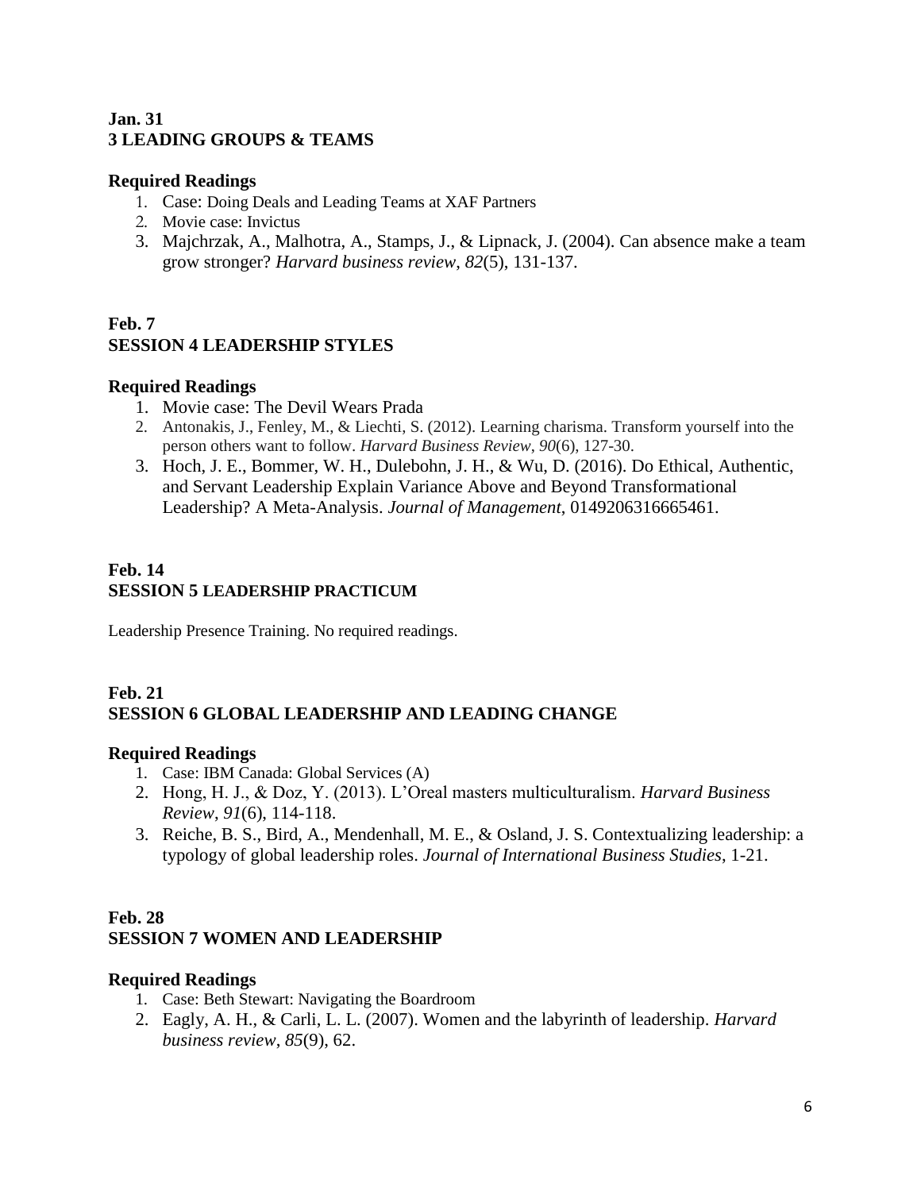**Jan. 31**
**3 LEADING GROUPS & TEAMS**

### Required Readings

1. Case: Doing Deals and Leading Teams at XAF Partners
2. Movie case: Invictus
3. Majchrzak, A., Malhotra, A., Stamps, J., & Lipnack, J. (2004). Can absence make a team grow stronger? *Harvard business review*, *82*(5), 131-137.

**Feb. 7**
**SESSION 4 LEADERSHIP STYLES**

### Required Readings

1. Movie case: The Devil Wears Prada
2. Antonakis, J., Fenley, M., & Liechti, S. (2012). Learning charisma. Transform yourself into the person others want to follow. *Harvard Business Review*, *90*(6), 127-30.
3. Hoch, J. E., Bommer, W. H., Dulebohn, J. H., & Wu, D. (2016). Do Ethical, Authentic, and Servant Leadership Explain Variance Above and Beyond Transformational Leadership? A Meta-Analysis. *Journal of Management*, 0149206316665461.

**Feb. 14**
**SESSION 5 LEADERSHIP PRACTICUM**

Leadership Presence Training. No required readings.

**Feb. 21**
**SESSION 6 GLOBAL LEADERSHIP AND LEADING CHANGE**

### Required Readings

1. Case: IBM Canada: Global Services (A)
2. Hong, H. J., & Doz, Y. (2013). L'Oreal masters multiculturalism. *Harvard Business Review*, *91*(6), 114-118.
3. Reiche, B. S., Bird, A., Mendenhall, M. E., & Osland, J. S. Contextualizing leadership: a typology of global leadership roles. *Journal of International Business Studies*, 1-21.

**Feb. 28**
**SESSION 7 WOMEN AND LEADERSHIP**

### Required Readings

1. Case: Beth Stewart: Navigating the Boardroom
2. Eagly, A. H., & Carli, L. L. (2007). Women and the labyrinth of leadership. *Harvard business review*, *85*(9), 62.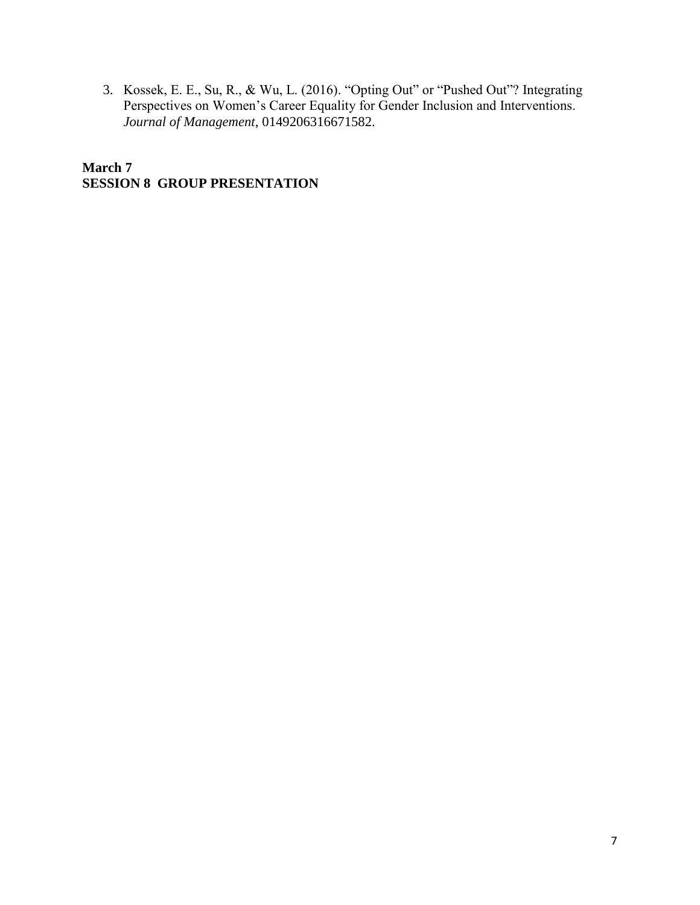3. Kossek, E. E., Su, R., & Wu, L. (2016). "Opting Out" or "Pushed Out"? Integrating Perspectives on Women's Career Equality for Gender Inclusion and Interventions. *Journal of Management*, 0149206316671582.

**March 7**
**SESSION 8 GROUP PRESENTATION**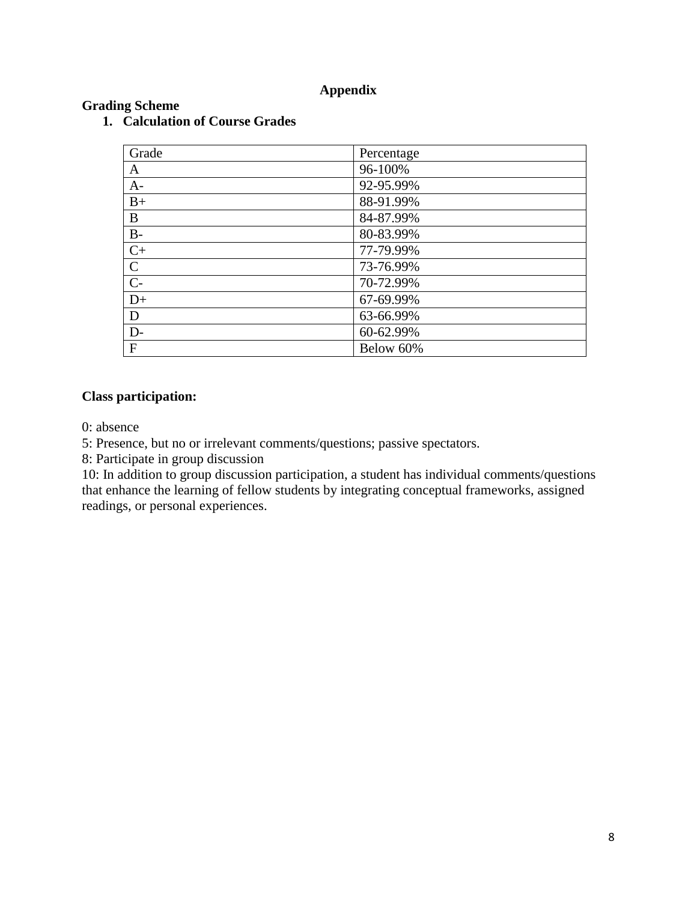# Appendix

## Grading Scheme

### 1. Calculation of Course Grades

| Grade | Percentage |
|---|---|
| A | 96-100% |
| A- | 92-95.99% |
| B+ | 88-91.99% |
| B | 84-87.99% |
| B- | 80-83.99% |
| C+ | 77-79.99% |
| C | 73-76.99% |
| C- | 70-72.99% |
| D+ | 67-69.99% |
| D | 63-66.99% |
| D- | 60-62.99% |
| F | Below 60% |

**Class participation:**

0: absence
5: Presence, but no or irrelevant comments/questions; passive spectators.
8: Participate in group discussion
10: In addition to group discussion participation, a student has individual comments/questions that enhance the learning of fellow students by integrating conceptual frameworks, assigned readings, or personal experiences.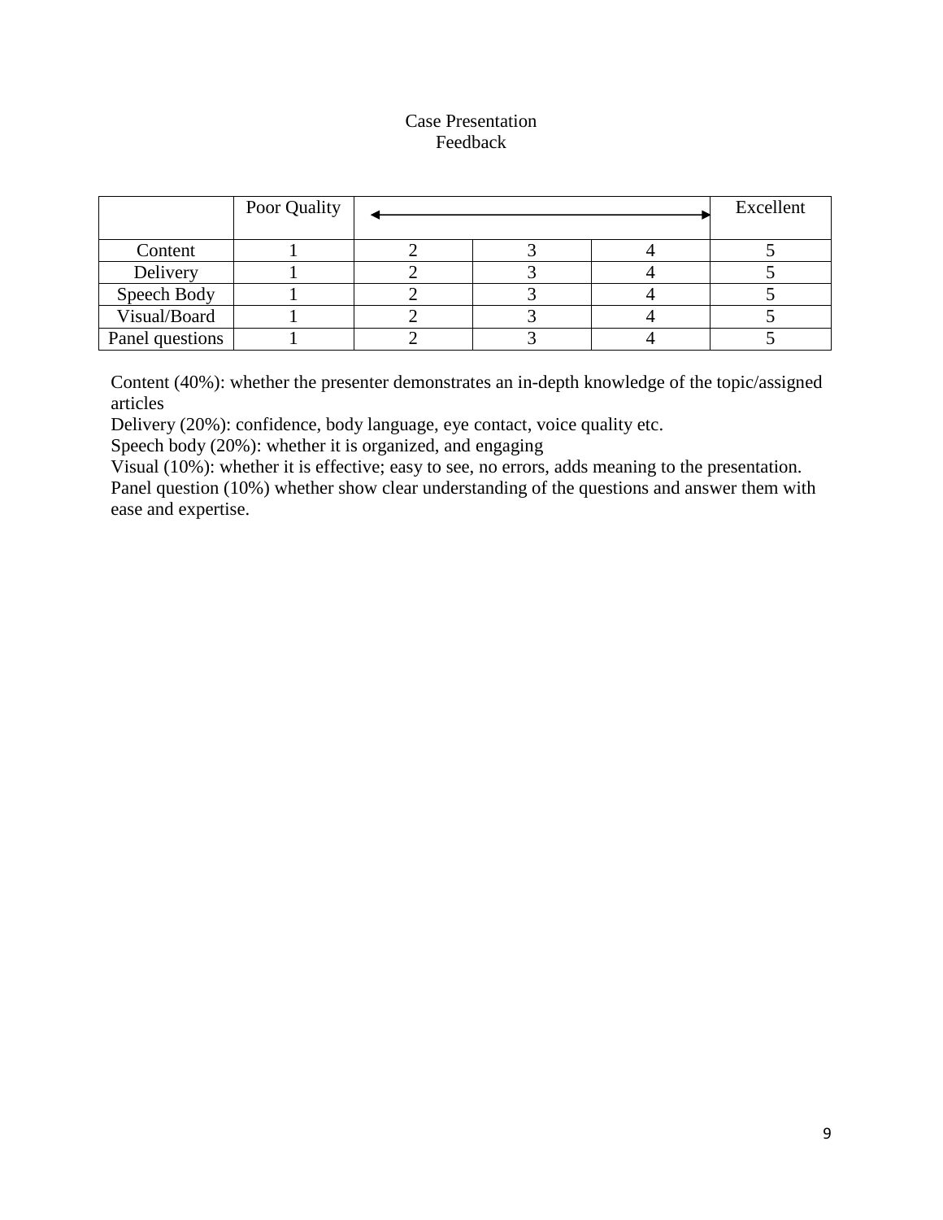# Case Presentation
## Feedback

| | Poor Quality | ←――――――――――――――――――――――――――――――――→ | | | Excellent |
|---|---|---|---|---|---|
| Content | 1 | 2 | 3 | 4 | 5 |
| Delivery | 1 | 2 | 3 | 4 | 5 |
| Speech Body | 1 | 2 | 3 | 4 | 5 |
| Visual/Board | 1 | 2 | 3 | 4 | 5 |
| Panel questions | 1 | 2 | 3 | 4 | 5 |

Content (40%): whether the presenter demonstrates an in-depth knowledge of the topic/assigned articles
Delivery (20%): confidence, body language, eye contact, voice quality etc.
Speech body (20%): whether it is organized, and engaging
Visual (10%): whether it is effective; easy to see, no errors, adds meaning to the presentation.
Panel question (10%) whether show clear understanding of the questions and answer them with ease and expertise.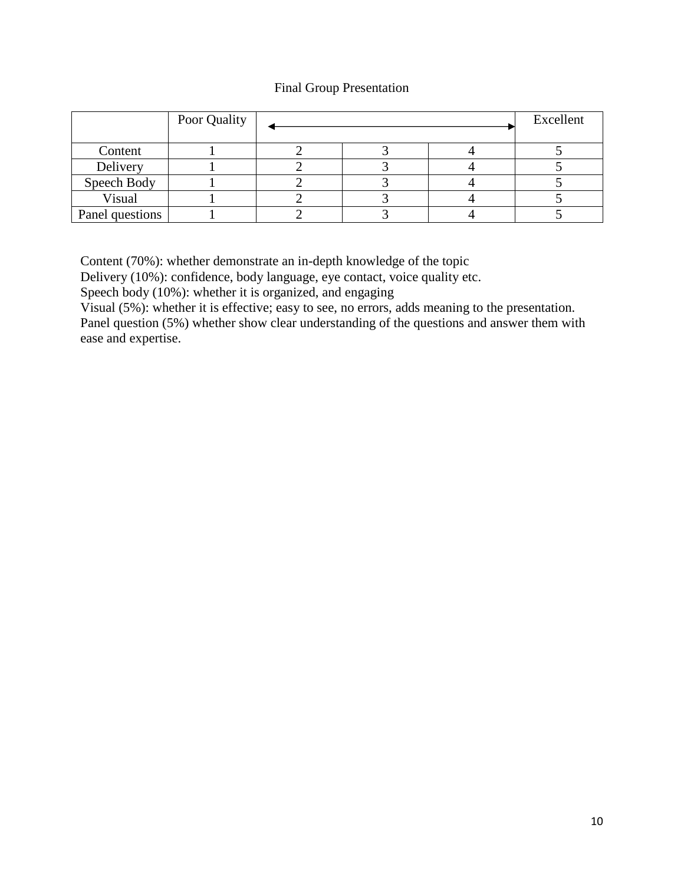Final Group Presentation

| | Poor Quality | ← | | → | Excellent |
|---|---|---|---|---|---|
| Content | 1 | 2 | 3 | 4 | 5 |
| Delivery | 1 | 2 | 3 | 4 | 5 |
| Speech Body | 1 | 2 | 3 | 4 | 5 |
| Visual | 1 | 2 | 3 | 4 | 5 |
| Panel questions | 1 | 2 | 3 | 4 | 5 |

Content (70%): whether demonstrate an in-depth knowledge of the topic
Delivery (10%): confidence, body language, eye contact, voice quality etc.
Speech body (10%): whether it is organized, and engaging
Visual (5%): whether it is effective; easy to see, no errors, adds meaning to the presentation.
Panel question (5%) whether show clear understanding of the questions and answer them with ease and expertise.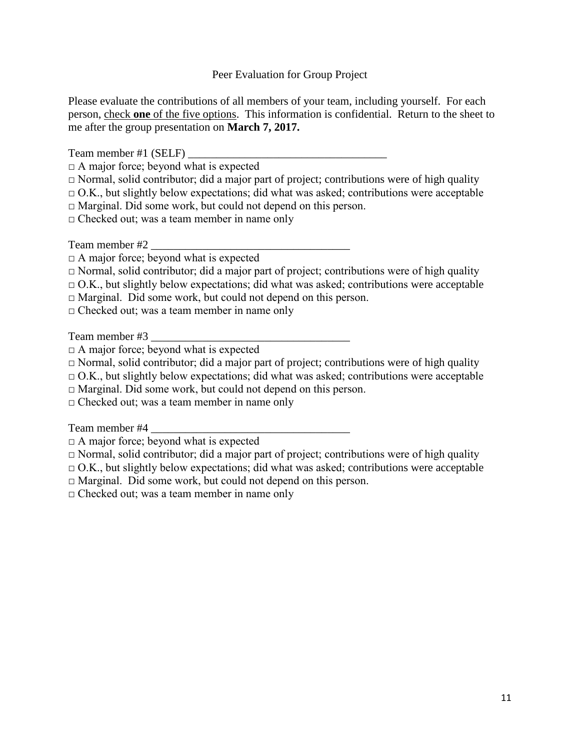Peer Evaluation for Group Project

Please evaluate the contributions of all members of your team, including yourself. For each person, <u>check **one** of the five options</u>. This information is confidential. Return to the sheet to me after the group presentation on **March 7, 2017.**

Team member #1 (SELF) ___________________________________

□ A major force; beyond what is expected
□ Normal, solid contributor; did a major part of project; contributions were of high quality
□ O.K., but slightly below expectations; did what was asked; contributions were acceptable
□ Marginal. Did some work, but could not depend on this person.
□ Checked out; was a team member in name only

Team member #2 ___________________________________

□ A major force; beyond what is expected
□ Normal, solid contributor; did a major part of project; contributions were of high quality
□ O.K., but slightly below expectations; did what was asked; contributions were acceptable
□ Marginal. Did some work, but could not depend on this person.
□ Checked out; was a team member in name only

Team member #3 ___________________________________

□ A major force; beyond what is expected
□ Normal, solid contributor; did a major part of project; contributions were of high quality
□ O.K., but slightly below expectations; did what was asked; contributions were acceptable
□ Marginal. Did some work, but could not depend on this person.
□ Checked out; was a team member in name only

Team member #4 ___________________________________

□ A major force; beyond what is expected
□ Normal, solid contributor; did a major part of project; contributions were of high quality
□ O.K., but slightly below expectations; did what was asked; contributions were acceptable
□ Marginal. Did some work, but could not depend on this person.
□ Checked out; was a team member in name only